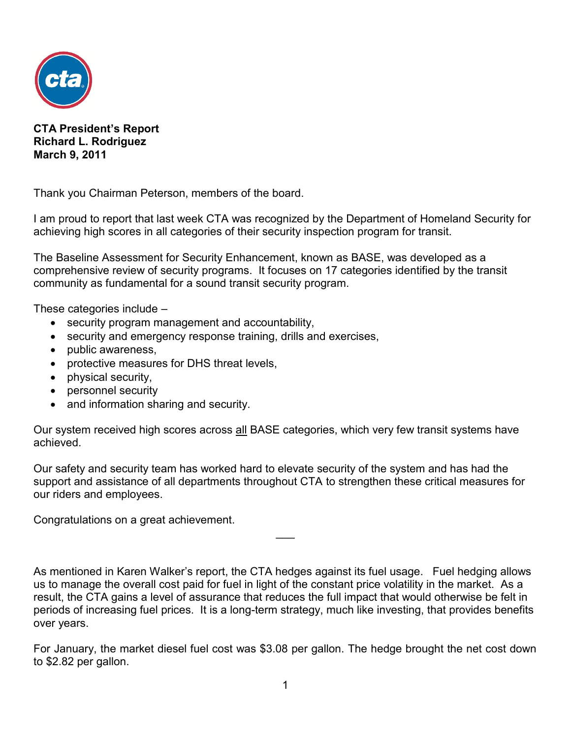**CTA President's Report**
**Richard L. Rodriguez**
**March 9, 2011**

Thank you Chairman Peterson, members of the board.

I am proud to report that last week CTA was recognized by the Department of Homeland Security for achieving high scores in all categories of their security inspection program for transit.

The Baseline Assessment for Security Enhancement, known as BASE, was developed as a comprehensive review of security programs. It focuses on 17 categories identified by the transit community as fundamental for a sound transit security program.

These categories include –

- security program management and accountability,
- security and emergency response training, drills and exercises,
- public awareness,
- protective measures for DHS threat levels,
- physical security,
- personnel security
- and information sharing and security.

Our system received high scores across <u>all</u> BASE categories, which very few transit systems have achieved.

Our safety and security team has worked hard to elevate security of the system and has had the support and assistance of all departments throughout CTA to strengthen these critical measures for our riders and employees.

Congratulations on a great achievement.

---

As mentioned in Karen Walker's report, the CTA hedges against its fuel usage. Fuel hedging allows us to manage the overall cost paid for fuel in light of the constant price volatility in the market. As a result, the CTA gains a level of assurance that reduces the full impact that would otherwise be felt in periods of increasing fuel prices. It is a long-term strategy, much like investing, that provides benefits over years.

For January, the market diesel fuel cost was $3.08 per gallon. The hedge brought the net cost down to $2.82 per gallon.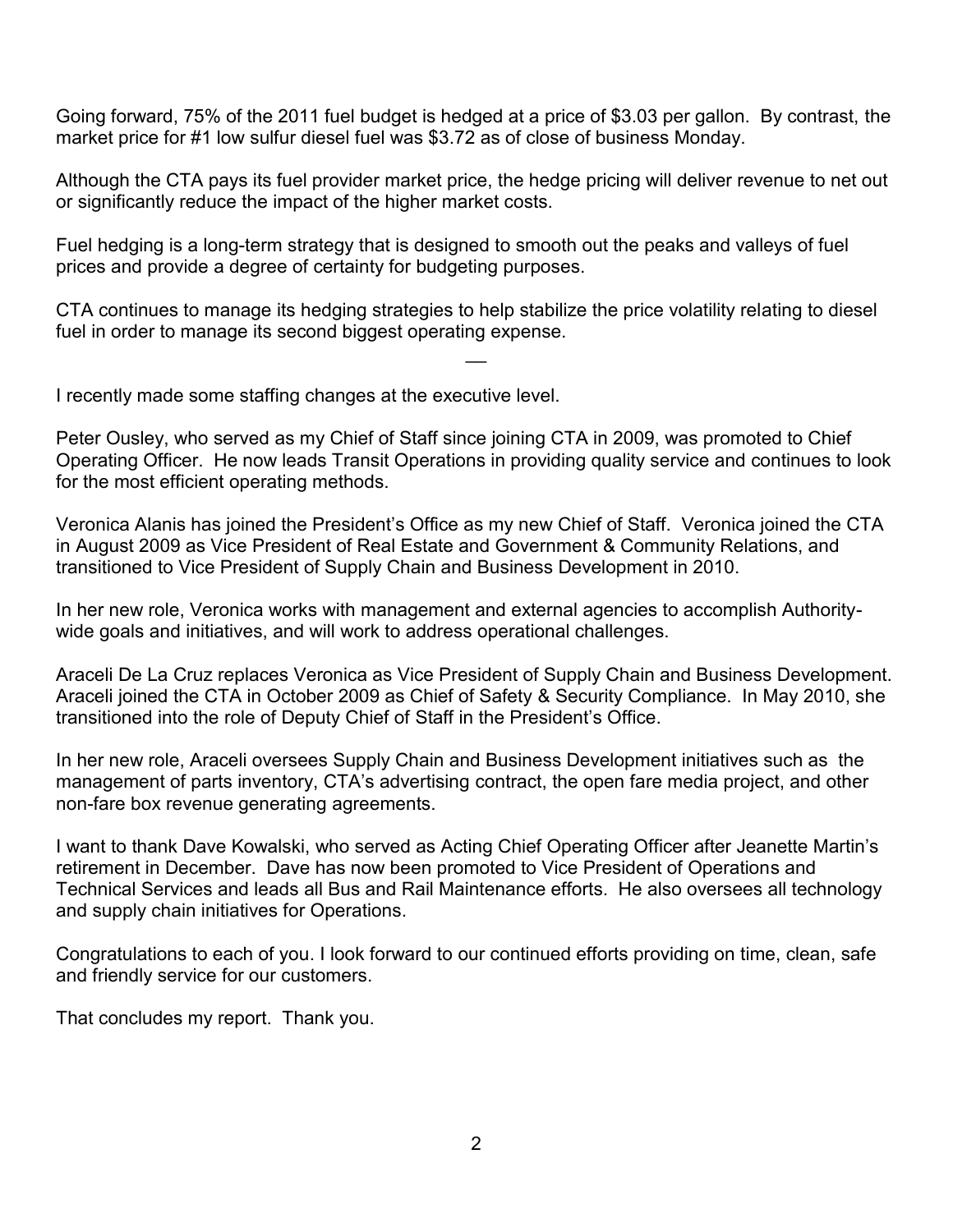Going forward, 75% of the 2011 fuel budget is hedged at a price of $3.03 per gallon. By contrast, the market price for #1 low sulfur diesel fuel was $3.72 as of close of business Monday.

Although the CTA pays its fuel provider market price, the hedge pricing will deliver revenue to net out or significantly reduce the impact of the higher market costs.

Fuel hedging is a long-term strategy that is designed to smooth out the peaks and valleys of fuel prices and provide a degree of certainty for budgeting purposes.

CTA continues to manage its hedging strategies to help stabilize the price volatility relating to diesel fuel in order to manage its second biggest operating expense.

—

I recently made some staffing changes at the executive level.

Peter Ousley, who served as my Chief of Staff since joining CTA in 2009, was promoted to Chief Operating Officer. He now leads Transit Operations in providing quality service and continues to look for the most efficient operating methods.

Veronica Alanis has joined the President's Office as my new Chief of Staff. Veronica joined the CTA in August 2009 as Vice President of Real Estate and Government & Community Relations, and transitioned to Vice President of Supply Chain and Business Development in 2010.

In her new role, Veronica works with management and external agencies to accomplish Authority-wide goals and initiatives, and will work to address operational challenges.

Araceli De La Cruz replaces Veronica as Vice President of Supply Chain and Business Development. Araceli joined the CTA in October 2009 as Chief of Safety & Security Compliance. In May 2010, she transitioned into the role of Deputy Chief of Staff in the President's Office.

In her new role, Araceli oversees Supply Chain and Business Development initiatives such as the management of parts inventory, CTA's advertising contract, the open fare media project, and other non-fare box revenue generating agreements.

I want to thank Dave Kowalski, who served as Acting Chief Operating Officer after Jeanette Martin's retirement in December. Dave has now been promoted to Vice President of Operations and Technical Services and leads all Bus and Rail Maintenance efforts. He also oversees all technology and supply chain initiatives for Operations.

Congratulations to each of you. I look forward to our continued efforts providing on time, clean, safe and friendly service for our customers.

That concludes my report. Thank you.